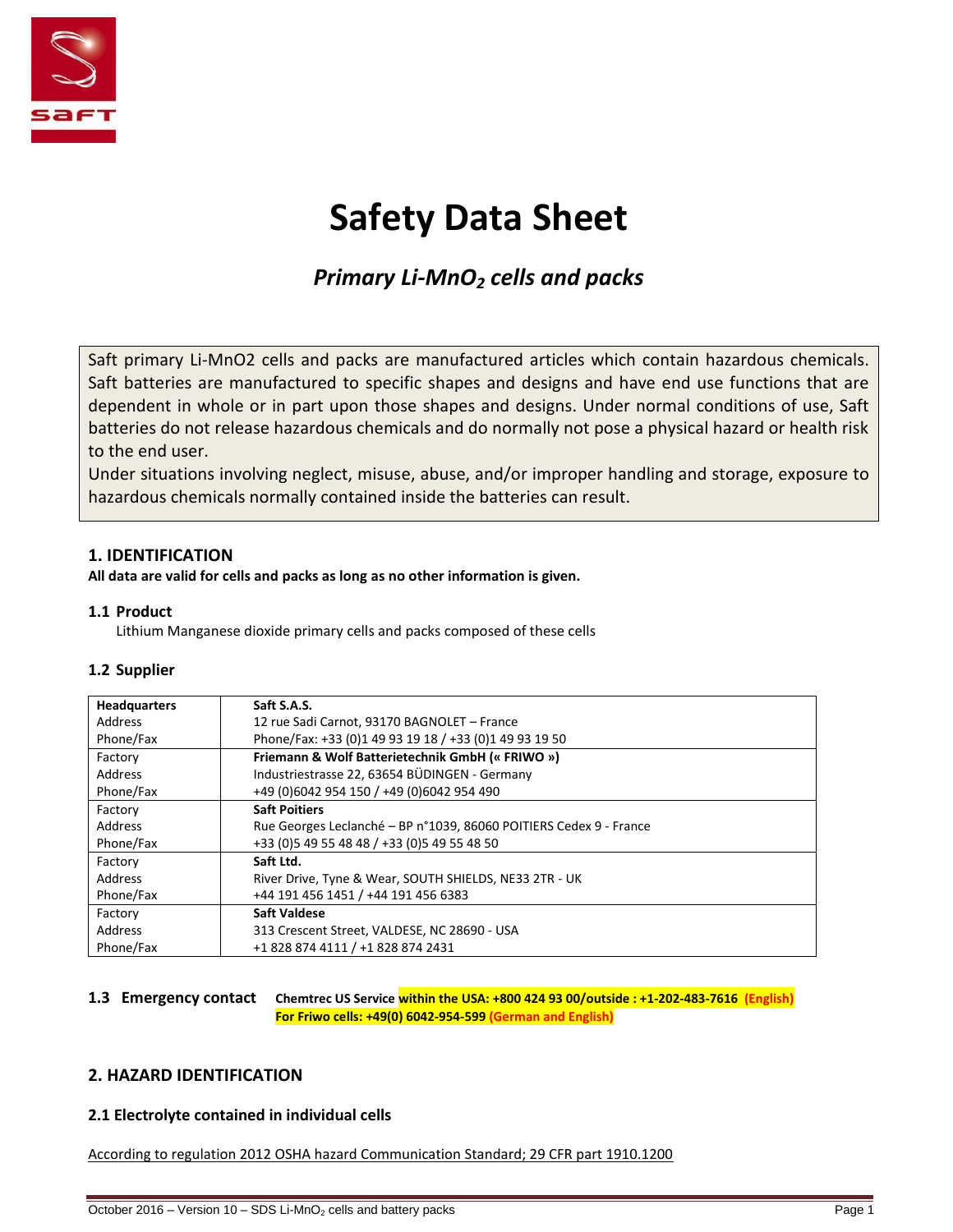# Safety Data Sheet

## *Primary Li-$MnO_2$ cells and packs*

Saft primary Li-MnO2 cells and packs are manufactured articles which contain hazardous chemicals. Saft batteries are manufactured to specific shapes and designs and have end use functions that are dependent in whole or in part upon those shapes and designs. Under normal conditions of use, Saft batteries do not release hazardous chemicals and do normally not pose a physical hazard or health risk to the end user.
Under situations involving neglect, misuse, abuse, and/or improper handling and storage, exposure to hazardous chemicals normally contained inside the batteries can result.

## 1. IDENTIFICATION

**All data are valid for cells and packs as long as no other information is given.**

### 1.1 Product

Lithium Manganese dioxide primary cells and packs composed of these cells

### 1.2 Supplier

| | |
|---|---|
| **Headquarters**<br>Address<br>Phone/Fax | **Saft S.A.S.**<br>12 rue Sadi Carnot, 93170 BAGNOLET – France<br>Phone/Fax: +33 (0)1 49 93 19 18 / +33 (0)1 49 93 19 50 |
| Factory<br>Address<br>Phone/Fax | **Friemann & Wolf Batterietechnik GmbH (« FRIWO »)**<br>Industriestrasse 22, 63654 BÜDINGEN - Germany<br>+49 (0)6042 954 150 / +49 (0)6042 954 490 |
| Factory<br>Address<br>Phone/Fax | **Saft Poitiers**<br>Rue Georges Leclanché – BP n°1039, 86060 POITIERS Cedex 9 - France<br>+33 (0)5 49 55 48 48 / +33 (0)5 49 55 48 50 |
| Factory<br>Address<br>Phone/Fax | **Saft Ltd.**<br>River Drive, Tyne & Wear, SOUTH SHIELDS, NE33 2TR - UK<br>+44 191 456 1451 / +44 191 456 6383 |
| Factory<br>Address<br>Phone/Fax | **Saft Valdese**<br>313 Crescent Street, VALDESE, NC 28690 - USA<br>+1 828 874 4111 / +1 828 874 2431 |

### 1.3 Emergency contact

**Chemtrec US Service within the USA: +800 424 93 00/outside : +1-202-483-7616 (English)**
**For Friwo cells: +49(0) 6042-954-599 (German and English)**

## 2. HAZARD IDENTIFICATION

### 2.1 Electrolyte contained in individual cells

According to regulation 2012 OSHA hazard Communication Standard; 29 CFR part 1910.1200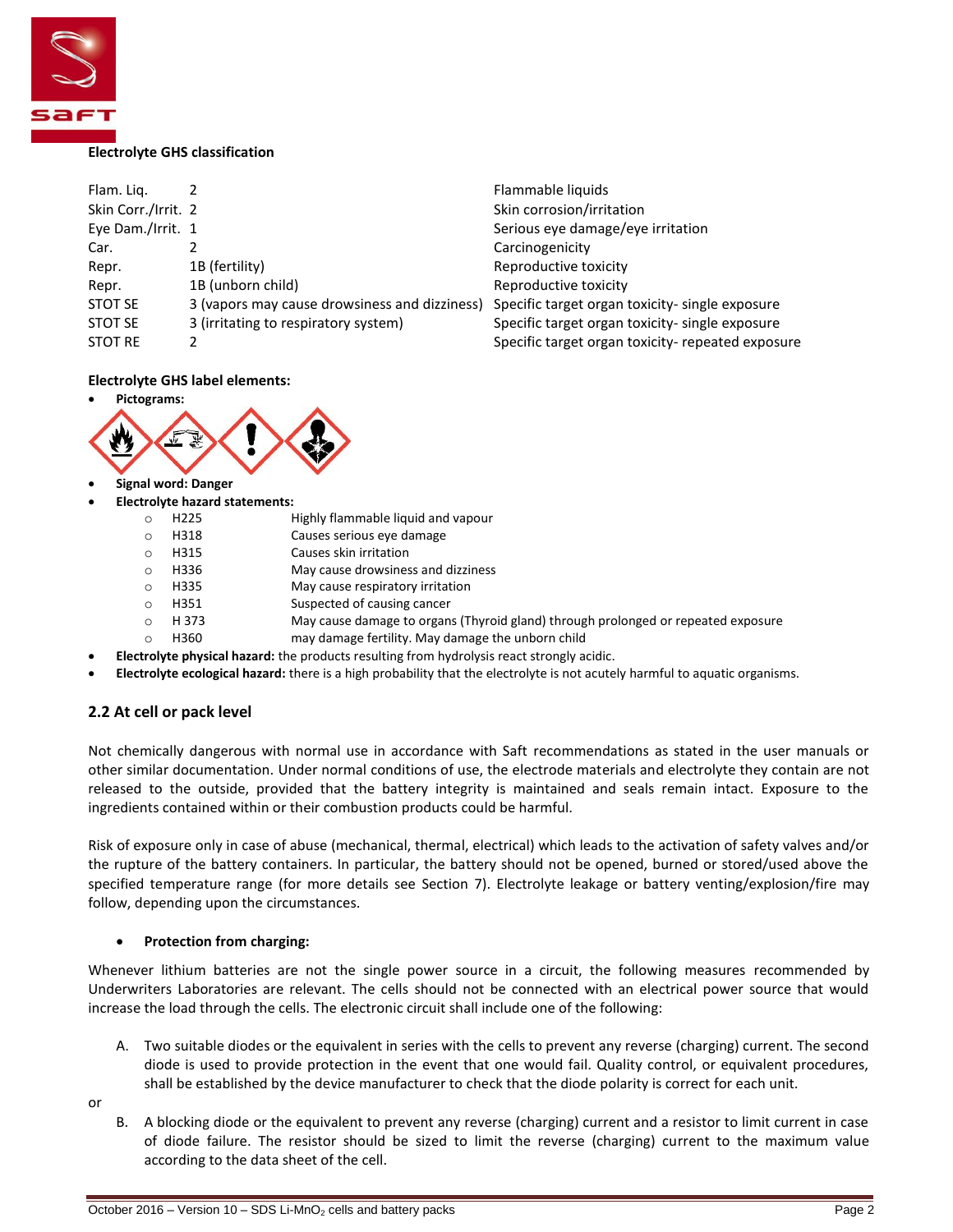**Electrolyte GHS classification**

| | | |
|---|---|---|
| Flam. Liq. | 2 | Flammable liquids |
| Skin Corr./Irrit. | 2 | Skin corrosion/irritation |
| Eye Dam./Irrit. | 1 | Serious eye damage/eye irritation |
| Car. | 2 | Carcinogenicity |
| Repr. | 1B (fertility) | Reproductive toxicity |
| Repr. | 1B (unborn child) | Reproductive toxicity |
| STOT SE | 3 (vapors may cause drowsiness and dizziness) | Specific target organ toxicity- single exposure |
| STOT SE | 3 (irritating to respiratory system) | Specific target organ toxicity- single exposure |
| STOT RE | 2 | Specific target organ toxicity- repeated exposure |

**Electrolyte GHS label elements:**

- **Pictograms:**
- **Signal word: Danger**
- **Electrolyte hazard statements:**
  - H225 Highly flammable liquid and vapour
  - H318 Causes serious eye damage
  - H315 Causes skin irritation
  - H336 May cause drowsiness and dizziness
  - H335 May cause respiratory irritation
  - H351 Suspected of causing cancer
  - H 373 May cause damage to organs (Thyroid gland) through prolonged or repeated exposure
  - H360 may damage fertility. May damage the unborn child
- **Electrolyte physical hazard:** the products resulting from hydrolysis react strongly acidic.
- **Electrolyte ecological hazard:** there is a high probability that the electrolyte is not acutely harmful to aquatic organisms.

## 2.2 At cell or pack level

Not chemically dangerous with normal use in accordance with Saft recommendations as stated in the user manuals or other similar documentation. Under normal conditions of use, the electrode materials and electrolyte they contain are not released to the outside, provided that the battery integrity is maintained and seals remain intact. Exposure to the ingredients contained within or their combustion products could be harmful.

Risk of exposure only in case of abuse (mechanical, thermal, electrical) which leads to the activation of safety valves and/or the rupture of the battery containers. In particular, the battery should not be opened, burned or stored/used above the specified temperature range (for more details see Section 7). Electrolyte leakage or battery venting/explosion/fire may follow, depending upon the circumstances.

- **Protection from charging:**

Whenever lithium batteries are not the single power source in a circuit, the following measures recommended by Underwriters Laboratories are relevant. The cells should not be connected with an electrical power source that would increase the load through the cells. The electronic circuit shall include one of the following:

A. Two suitable diodes or the equivalent in series with the cells to prevent any reverse (charging) current. The second diode is used to provide protection in the event that one would fail. Quality control, or equivalent procedures, shall be established by the device manufacturer to check that the diode polarity is correct for each unit.

or

B. A blocking diode or the equivalent to prevent any reverse (charging) current and a resistor to limit current in case of diode failure. The resistor should be sized to limit the reverse (charging) current to the maximum value according to the data sheet of the cell.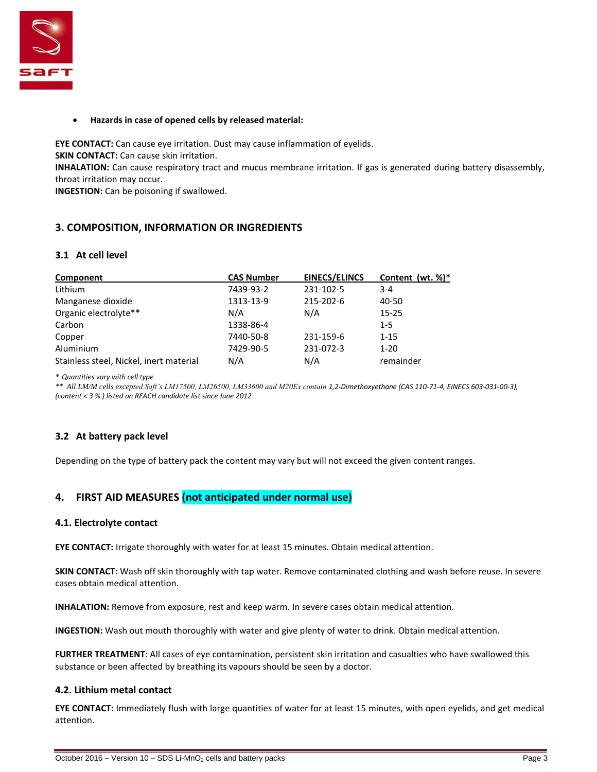- **Hazards in case of opened cells by released material:**

**EYE CONTACT:** Can cause eye irritation. Dust may cause inflammation of eyelids.
**SKIN CONTACT:** Can cause skin irritation.
**INHALATION:** Can cause respiratory tract and mucus membrane irritation. If gas is generated during battery disassembly, throat irritation may occur.
**INGESTION:** Can be poisoning if swallowed.

## 3. COMPOSITION, INFORMATION OR INGREDIENTS

### 3.1 At cell level

| Component | CAS Number | EINECS/ELINCS | Content (wt. %)* |
|---|---|---|---|
| Lithium | 7439-93-2 | 231-102-5 | 3-4 |
| Manganese dioxide | 1313-13-9 | 215-202-6 | 40-50 |
| Organic electrolyte** | N/A | N/A | 15-25 |
| Carbon | 1338-86-4 | | 1-5 |
| Copper | 7440-50-8 | 231-159-6 | 1-15 |
| Aluminium | 7429-90-5 | 231-072-3 | 1-20 |
| Stainless steel, Nickel, inert material | N/A | N/A | remainder |

*\* Quantities vary with cell type*
*\*\* All LM/M cells excepted Saft's LM17500, LM26500, LM33600 and M20Ex contain 1,2-Dimethoxyethane (CAS 110-71-4, EINECS 603-031-00-3), (content < 3 % ) listed on REACH candidate list since June 2012*

### 3.2 At battery pack level

Depending on the type of battery pack the content may vary but will not exceed the given content ranges.

## 4. FIRST AID MEASURES (not anticipated under normal use)

### 4.1. Electrolyte contact

**EYE CONTACT:** Irrigate thoroughly with water for at least 15 minutes. Obtain medical attention.

**SKIN CONTACT**: Wash off skin thoroughly with tap water. Remove contaminated clothing and wash before reuse. In severe cases obtain medical attention.

**INHALATION:** Remove from exposure, rest and keep warm. In severe cases obtain medical attention.

**INGESTION:** Wash out mouth thoroughly with water and give plenty of water to drink. Obtain medical attention.

**FURTHER TREATMENT**: All cases of eye contamination, persistent skin irritation and casualties who have swallowed this substance or been affected by breathing its vapours should be seen by a doctor.

### 4.2. Lithium metal contact

**EYE CONTACT:** Immediately flush with large quantities of water for at least 15 minutes, with open eyelids, and get medical attention.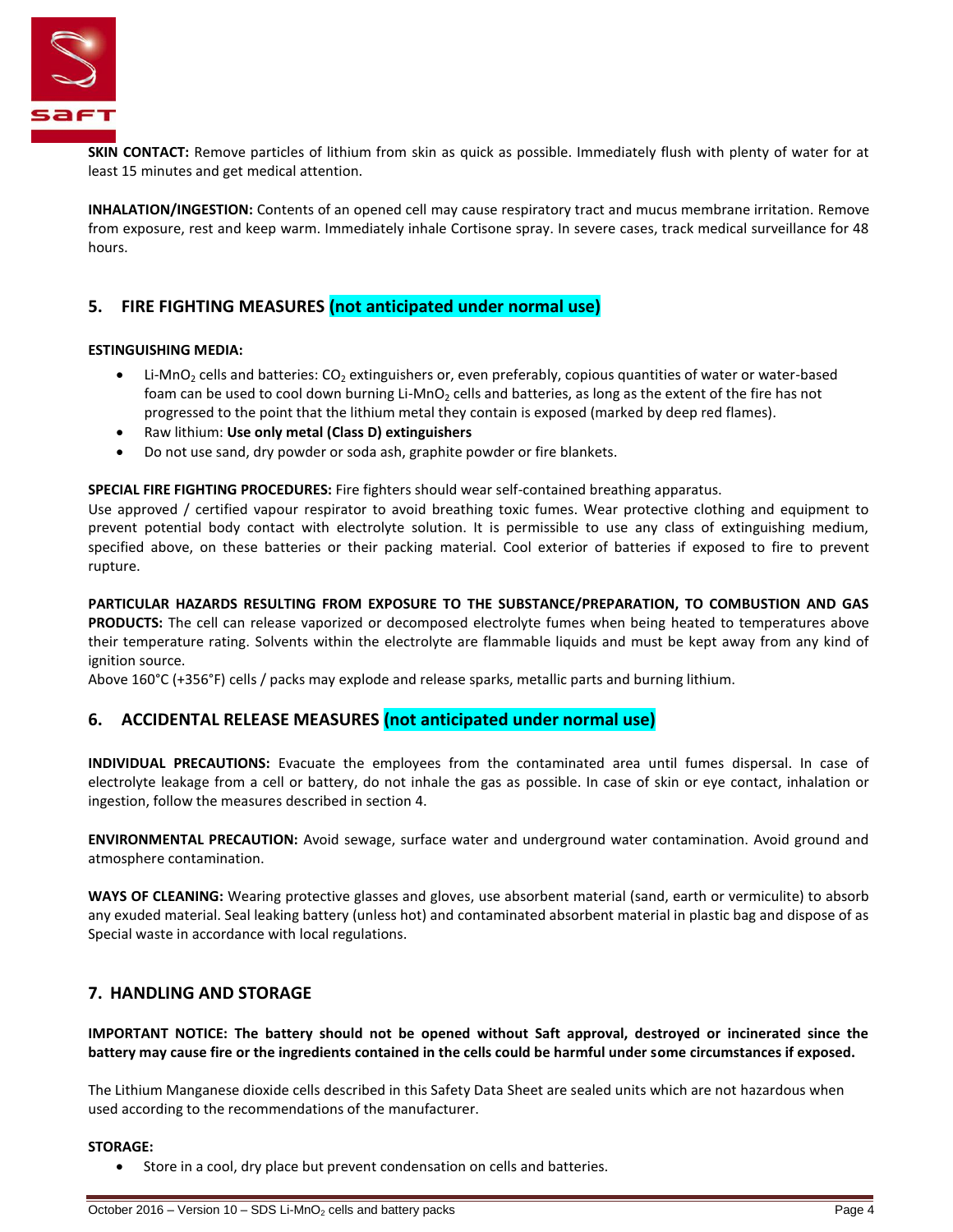**SKIN CONTACT:** Remove particles of lithium from skin as quick as possible. Immediately flush with plenty of water for at least 15 minutes and get medical attention.

**INHALATION/INGESTION:** Contents of an opened cell may cause respiratory tract and mucus membrane irritation. Remove from exposure, rest and keep warm. Immediately inhale Cortisone spray. In severe cases, track medical surveillance for 48 hours.

## 5. FIRE FIGHTING MEASURES (not anticipated under normal use)

**ESTINGUISHING MEDIA:**

- Li-$MnO_2$ cells and batteries: $CO_2$ extinguishers or, even preferably, copious quantities of water or water-based foam can be used to cool down burning Li-$MnO_2$ cells and batteries, as long as the extent of the fire has not progressed to the point that the lithium metal they contain is exposed (marked by deep red flames).
- Raw lithium: **Use only metal (Class D) extinguishers**
- Do not use sand, dry powder or soda ash, graphite powder or fire blankets.

**SPECIAL FIRE FIGHTING PROCEDURES:** Fire fighters should wear self-contained breathing apparatus.
Use approved / certified vapour respirator to avoid breathing toxic fumes. Wear protective clothing and equipment to prevent potential body contact with electrolyte solution. It is permissible to use any class of extinguishing medium, specified above, on these batteries or their packing material. Cool exterior of batteries if exposed to fire to prevent rupture.

**PARTICULAR HAZARDS RESULTING FROM EXPOSURE TO THE SUBSTANCE/PREPARATION, TO COMBUSTION AND GAS PRODUCTS:** The cell can release vaporized or decomposed electrolyte fumes when being heated to temperatures above their temperature rating. Solvents within the electrolyte are flammable liquids and must be kept away from any kind of ignition source.
Above 160°C (+356°F) cells / packs may explode and release sparks, metallic parts and burning lithium.

## 6. ACCIDENTAL RELEASE MEASURES (not anticipated under normal use)

**INDIVIDUAL PRECAUTIONS:** Evacuate the employees from the contaminated area until fumes dispersal. In case of electrolyte leakage from a cell or battery, do not inhale the gas as possible. In case of skin or eye contact, inhalation or ingestion, follow the measures described in section 4.

**ENVIRONMENTAL PRECAUTION:** Avoid sewage, surface water and underground water contamination. Avoid ground and atmosphere contamination.

**WAYS OF CLEANING:** Wearing protective glasses and gloves, use absorbent material (sand, earth or vermiculite) to absorb any exuded material. Seal leaking battery (unless hot) and contaminated absorbent material in plastic bag and dispose of as Special waste in accordance with local regulations.

## 7. HANDLING AND STORAGE

**IMPORTANT NOTICE: The battery should not be opened without Saft approval, destroyed or incinerated since the battery may cause fire or the ingredients contained in the cells could be harmful under some circumstances if exposed.**

The Lithium Manganese dioxide cells described in this Safety Data Sheet are sealed units which are not hazardous when used according to the recommendations of the manufacturer.

**STORAGE:**

- Store in a cool, dry place but prevent condensation on cells and batteries.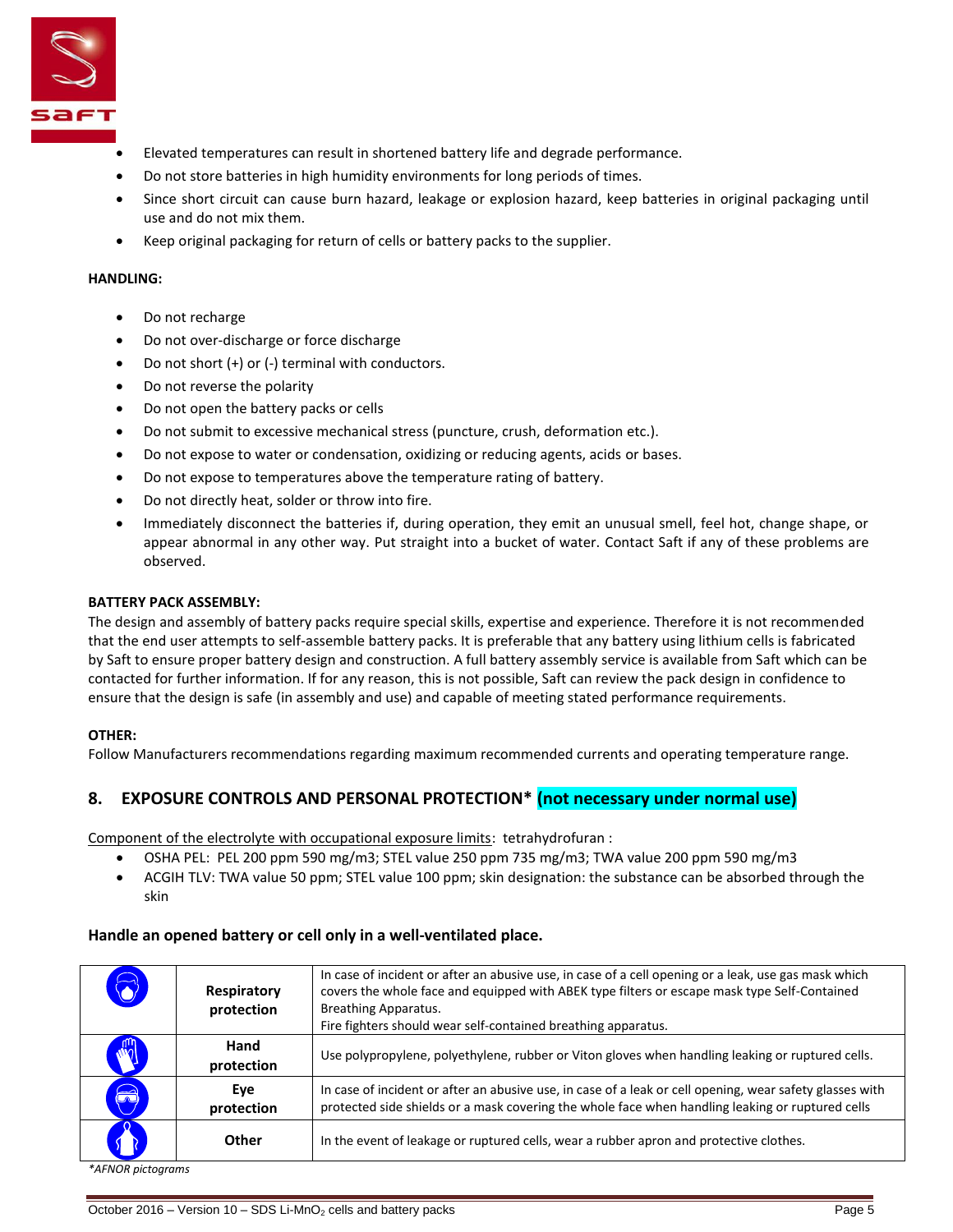- Elevated temperatures can result in shortened battery life and degrade performance.
- Do not store batteries in high humidity environments for long periods of times.
- Since short circuit can cause burn hazard, leakage or explosion hazard, keep batteries in original packaging until use and do not mix them.
- Keep original packaging for return of cells or battery packs to the supplier.

**HANDLING:**

- Do not recharge
- Do not over-discharge or force discharge
- Do not short (+) or (-) terminal with conductors.
- Do not reverse the polarity
- Do not open the battery packs or cells
- Do not submit to excessive mechanical stress (puncture, crush, deformation etc.).
- Do not expose to water or condensation, oxidizing or reducing agents, acids or bases.
- Do not expose to temperatures above the temperature rating of battery.
- Do not directly heat, solder or throw into fire.
- Immediately disconnect the batteries if, during operation, they emit an unusual smell, feel hot, change shape, or appear abnormal in any other way. Put straight into a bucket of water. Contact Saft if any of these problems are observed.

**BATTERY PACK ASSEMBLY:**

The design and assembly of battery packs require special skills, expertise and experience. Therefore it is not recommended that the end user attempts to self-assemble battery packs. It is preferable that any battery using lithium cells is fabricated by Saft to ensure proper battery design and construction. A full battery assembly service is available from Saft which can be contacted for further information. If for any reason, this is not possible, Saft can review the pack design in confidence to ensure that the design is safe (in assembly and use) and capable of meeting stated performance requirements.

**OTHER:**

Follow Manufacturers recommendations regarding maximum recommended currents and operating temperature range.

## 8. EXPOSURE CONTROLS AND PERSONAL PROTECTION* (not necessary under normal use)

Component of the electrolyte with occupational exposure limits: tetrahydrofuran :

- OSHA PEL: PEL 200 ppm 590 mg/m3; STEL value 250 ppm 735 mg/m3; TWA value 200 ppm 590 mg/m3
- ACGIH TLV: TWA value 50 ppm; STEL value 100 ppm; skin designation: the substance can be absorbed through the skin

**Handle an opened battery or cell only in a well-ventilated place.**

| | | |
|---|---|---|
| | **Respiratory protection** | In case of incident or after an abusive use, in case of a cell opening or a leak, use gas mask which covers the whole face and equipped with ABEK type filters or escape mask type Self-Contained Breathing Apparatus.<br>Fire fighters should wear self-contained breathing apparatus. |
| | **Hand protection** | Use polypropylene, polyethylene, rubber or Viton gloves when handling leaking or ruptured cells. |
| | **Eye protection** | In case of incident or after an abusive use, in case of a leak or cell opening, wear safety glasses with protected side shields or a mask covering the whole face when handling leaking or ruptured cells |
| | **Other** | In the event of leakage or ruptured cells, wear a rubber apron and protective clothes. |

**AFNOR pictograms*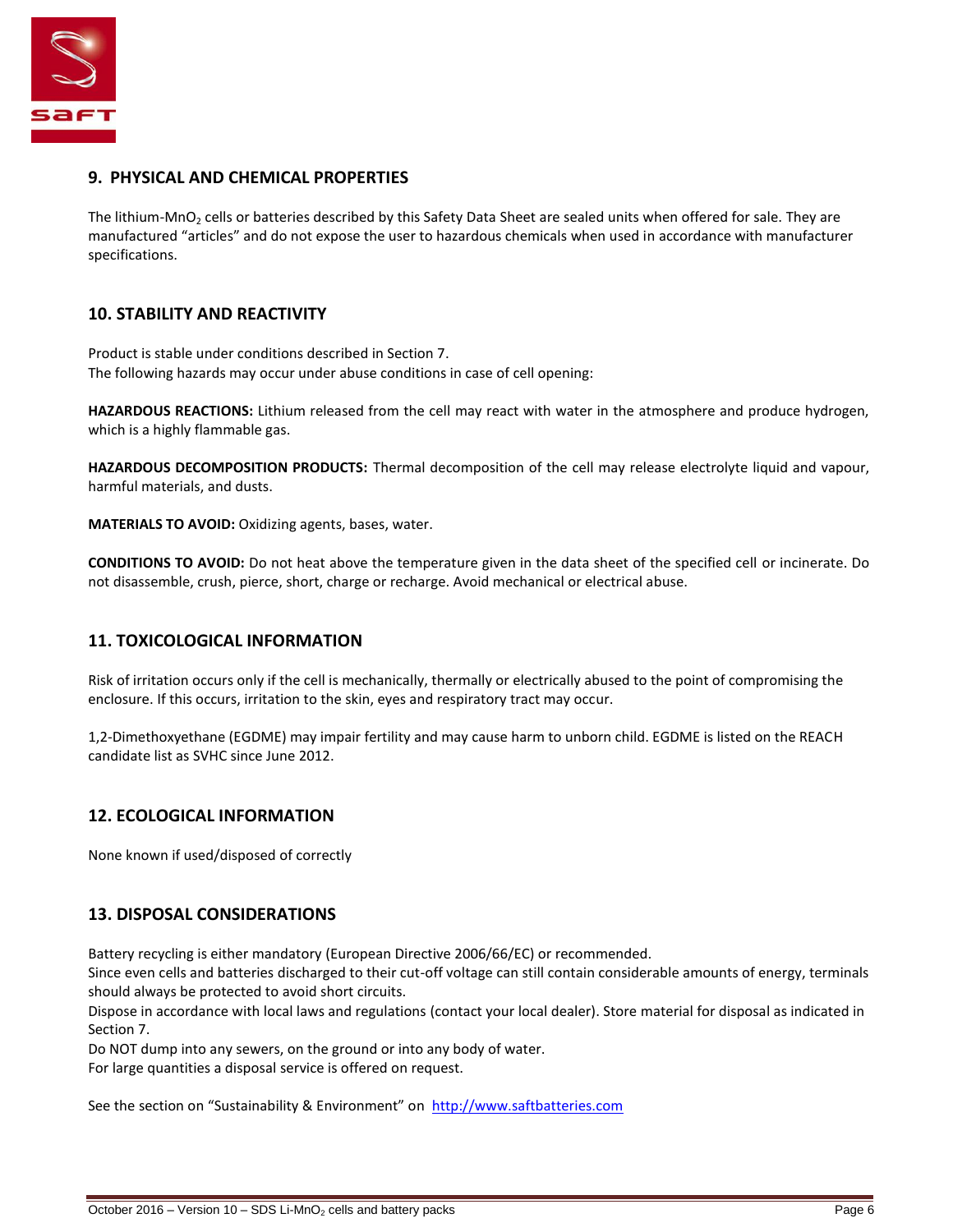## 9. PHYSICAL AND CHEMICAL PROPERTIES

The lithium-$MnO_2$ cells or batteries described by this Safety Data Sheet are sealed units when offered for sale. They are manufactured "articles" and do not expose the user to hazardous chemicals when used in accordance with manufacturer specifications.

## 10. STABILITY AND REACTIVITY

Product is stable under conditions described in Section 7.
The following hazards may occur under abuse conditions in case of cell opening:

**HAZARDOUS REACTIONS:** Lithium released from the cell may react with water in the atmosphere and produce hydrogen, which is a highly flammable gas.

**HAZARDOUS DECOMPOSITION PRODUCTS:** Thermal decomposition of the cell may release electrolyte liquid and vapour, harmful materials, and dusts.

**MATERIALS TO AVOID:** Oxidizing agents, bases, water.

**CONDITIONS TO AVOID:** Do not heat above the temperature given in the data sheet of the specified cell or incinerate. Do not disassemble, crush, pierce, short, charge or recharge. Avoid mechanical or electrical abuse.

## 11. TOXICOLOGICAL INFORMATION

Risk of irritation occurs only if the cell is mechanically, thermally or electrically abused to the point of compromising the enclosure. If this occurs, irritation to the skin, eyes and respiratory tract may occur.

1,2-Dimethoxyethane (EGDME) may impair fertility and may cause harm to unborn child. EGDME is listed on the REACH candidate list as SVHC since June 2012.

## 12. ECOLOGICAL INFORMATION

None known if used/disposed of correctly

## 13. DISPOSAL CONSIDERATIONS

Battery recycling is either mandatory (European Directive 2006/66/EC) or recommended.
Since even cells and batteries discharged to their cut-off voltage can still contain considerable amounts of energy, terminals should always be protected to avoid short circuits.
Dispose in accordance with local laws and regulations (contact your local dealer). Store material for disposal as indicated in Section 7.
Do NOT dump into any sewers, on the ground or into any body of water.
For large quantities a disposal service is offered on request.

See the section on "Sustainability & Environment" on http://www.saftbatteries.com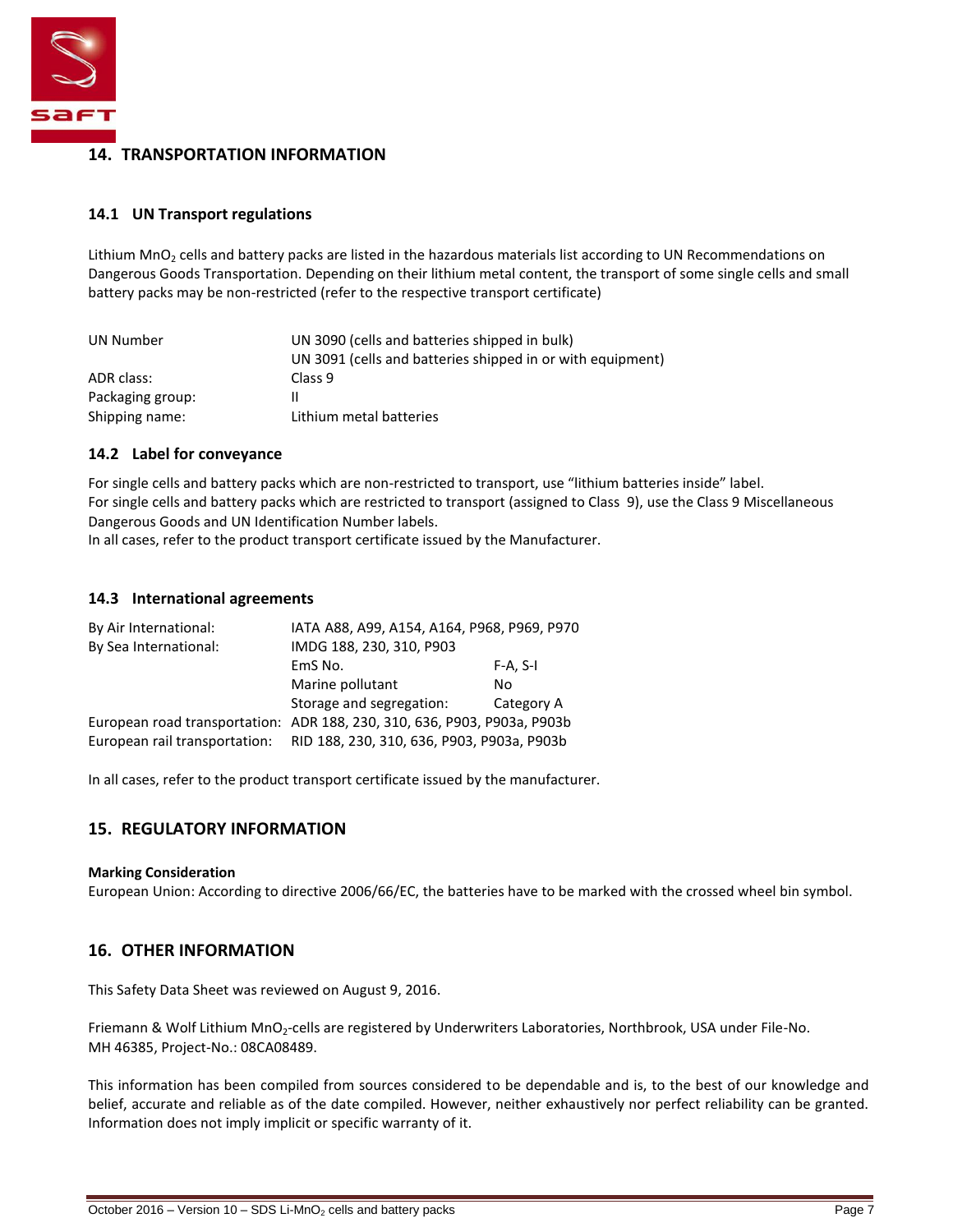## 14. TRANSPORTATION INFORMATION

### 14.1 UN Transport regulations

Lithium $MnO_2$ cells and battery packs are listed in the hazardous materials list according to UN Recommendations on Dangerous Goods Transportation. Depending on their lithium metal content, the transport of some single cells and small battery packs may be non-restricted (refer to the respective transport certificate)

| | |
|---|---|
| UN Number | UN 3090 (cells and batteries shipped in bulk)<br>UN 3091 (cells and batteries shipped in or with equipment) |
| ADR class: | Class 9 |
| Packaging group: | II |
| Shipping name: | Lithium metal batteries |

### 14.2 Label for conveyance

For single cells and battery packs which are non-restricted to transport, use "lithium batteries inside" label.
For single cells and battery packs which are restricted to transport (assigned to Class 9), use the Class 9 Miscellaneous Dangerous Goods and UN Identification Number labels.
In all cases, refer to the product transport certificate issued by the Manufacturer.

### 14.3 International agreements

| | | |
|---|---|---|
| By Air International: | IATA A88, A99, A154, A164, P968, P969, P970 | |
| By Sea International: | IMDG 188, 230, 310, P903 | |
| | EmS No. | F-A, S-I |
| | Marine pollutant | No |
| | Storage and segregation: | Category A |
| European road transportation: | ADR 188, 230, 310, 636, P903, P903a, P903b | |
| European rail transportation: | RID 188, 230, 310, 636, P903, P903a, P903b | |

In all cases, refer to the product transport certificate issued by the manufacturer.

## 15. REGULATORY INFORMATION

**Marking Consideration**
European Union: According to directive 2006/66/EC, the batteries have to be marked with the crossed wheel bin symbol.

## 16. OTHER INFORMATION

This Safety Data Sheet was reviewed on August 9, 2016.

Friemann & Wolf Lithium $MnO_2$-cells are registered by Underwriters Laboratories, Northbrook, USA under File-No. MH 46385, Project-No.: 08CA08489.

This information has been compiled from sources considered to be dependable and is, to the best of our knowledge and belief, accurate and reliable as of the date compiled. However, neither exhaustively nor perfect reliability can be granted. Information does not imply implicit or specific warranty of it.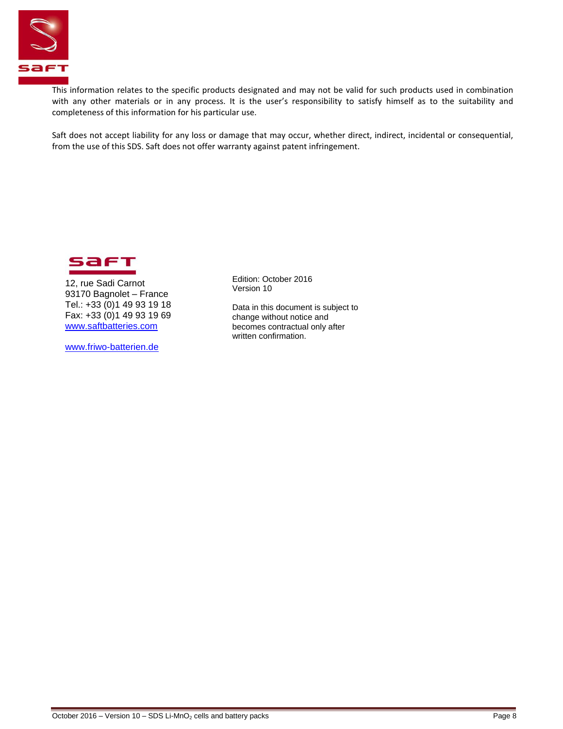This information relates to the specific products designated and may not be valid for such products used in combination with any other materials or in any process. It is the user's responsibility to satisfy himself as to the suitability and completeness of this information for his particular use.

Saft does not accept liability for any loss or damage that may occur, whether direct, indirect, incidental or consequential, from the use of this SDS. Saft does not offer warranty against patent infringement.

saft

12, rue Sadi Carnot
93170 Bagnolet – France
Tel.: +33 (0)1 49 93 19 18
Fax: +33 (0)1 49 93 19 69
www.saftbatteries.com

www.friwo-batterien.de

Edition: October 2016
Version 10

Data in this document is subject to change without notice and becomes contractual only after written confirmation.